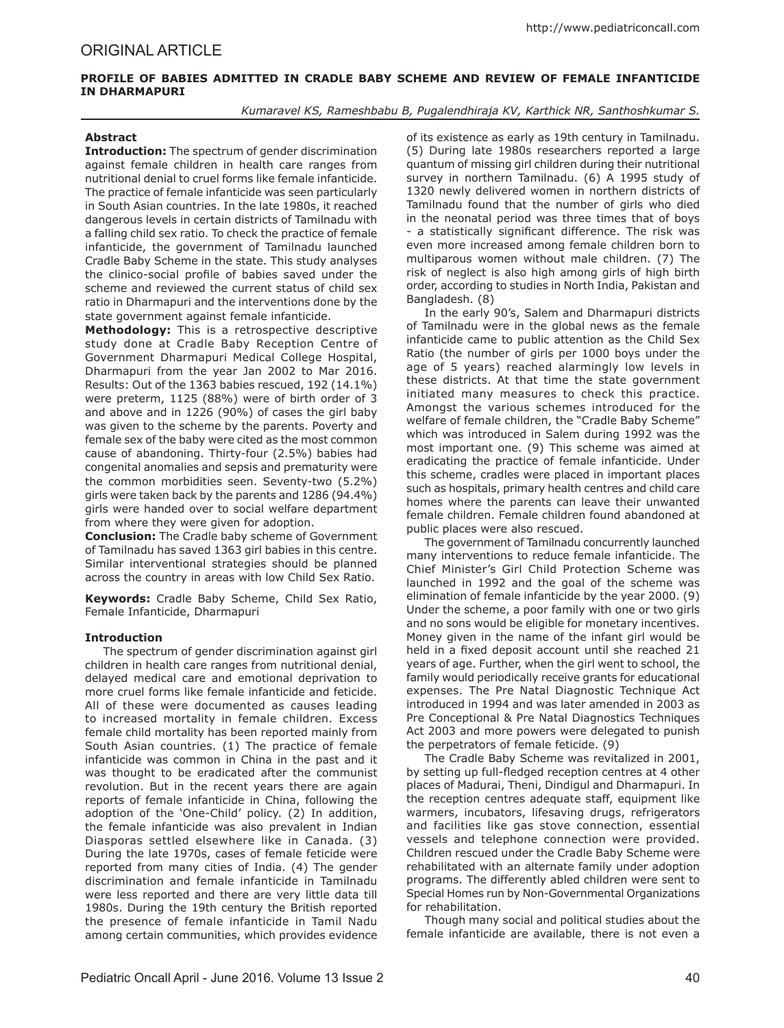ORIGINAL ARTICLE

# PROFILE OF BABIES ADMITTED IN CRADLE BABY SCHEME AND REVIEW OF FEMALE INFANTICIDE IN DHARMAPURI

*Kumaravel KS, Rameshbabu B, Pugalendhiraja KV, Karthick NR, Santhoshkumar S.*

## Abstract

**Introduction:** The spectrum of gender discrimination against female children in health care ranges from nutritional denial to cruel forms like female infanticide. The practice of female infanticide was seen particularly in South Asian countries. In the late 1980s, it reached dangerous levels in certain districts of Tamilnadu with a falling child sex ratio. To check the practice of female infanticide, the government of Tamilnadu launched Cradle Baby Scheme in the state. This study analyses the clinico-social profile of babies saved under the scheme and reviewed the current status of child sex ratio in Dharmapuri and the interventions done by the state government against female infanticide.

**Methodology:** This is a retrospective descriptive study done at Cradle Baby Reception Centre of Government Dharmapuri Medical College Hospital, Dharmapuri from the year Jan 2002 to Mar 2016. Results: Out of the 1363 babies rescued, 192 (14.1%) were preterm, 1125 (88%) were of birth order of 3 and above and in 1226 (90%) of cases the girl baby was given to the scheme by the parents. Poverty and female sex of the baby were cited as the most common cause of abandoning. Thirty-four (2.5%) babies had congenital anomalies and sepsis and prematurity were the common morbidities seen. Seventy-two (5.2%) girls were taken back by the parents and 1286 (94.4%) girls were handed over to social welfare department from where they were given for adoption.

**Conclusion:** The Cradle baby scheme of Government of Tamilnadu has saved 1363 girl babies in this centre. Similar interventional strategies should be planned across the country in areas with low Child Sex Ratio.

**Keywords:** Cradle Baby Scheme, Child Sex Ratio, Female Infanticide, Dharmapuri

## Introduction

The spectrum of gender discrimination against girl children in health care ranges from nutritional denial, delayed medical care and emotional deprivation to more cruel forms like female infanticide and feticide. All of these were documented as causes leading to increased mortality in female children. Excess female child mortality has been reported mainly from South Asian countries. (1) The practice of female infanticide was common in China in the past and it was thought to be eradicated after the communist revolution. But in the recent years there are again reports of female infanticide in China, following the adoption of the 'One-Child' policy. (2) In addition, the female infanticide was also prevalent in Indian Diasporas settled elsewhere like in Canada. (3) During the late 1970s, cases of female feticide were reported from many cities of India. (4) The gender discrimination and female infanticide in Tamilnadu were less reported and there are very little data till 1980s. During the 19th century the British reported the presence of female infanticide in Tamil Nadu among certain communities, which provides evidence of its existence as early as 19th century in Tamilnadu. (5) During late 1980s researchers reported a large quantum of missing girl children during their nutritional survey in northern Tamilnadu. (6) A 1995 study of 1320 newly delivered women in northern districts of Tamilnadu found that the number of girls who died in the neonatal period was three times that of boys - a statistically significant difference. The risk was even more increased among female children born to multiparous women without male children. (7) The risk of neglect is also high among girls of high birth order, according to studies in North India, Pakistan and Bangladesh. (8)

In the early 90's, Salem and Dharmapuri districts of Tamilnadu were in the global news as the female infanticide came to public attention as the Child Sex Ratio (the number of girls per 1000 boys under the age of 5 years) reached alarmingly low levels in these districts. At that time the state government initiated many measures to check this practice. Amongst the various schemes introduced for the welfare of female children, the "Cradle Baby Scheme" which was introduced in Salem during 1992 was the most important one. (9) This scheme was aimed at eradicating the practice of female infanticide. Under this scheme, cradles were placed in important places such as hospitals, primary health centres and child care homes where the parents can leave their unwanted female children. Female children found abandoned at public places were also rescued.

The government of Tamilnadu concurrently launched many interventions to reduce female infanticide. The Chief Minister's Girl Child Protection Scheme was launched in 1992 and the goal of the scheme was elimination of female infanticide by the year 2000. (9) Under the scheme, a poor family with one or two girls and no sons would be eligible for monetary incentives. Money given in the name of the infant girl would be held in a fixed deposit account until she reached 21 years of age. Further, when the girl went to school, the family would periodically receive grants for educational expenses. The Pre Natal Diagnostic Technique Act introduced in 1994 and was later amended in 2003 as Pre Conceptional & Pre Natal Diagnostics Techniques Act 2003 and more powers were delegated to punish the perpetrators of female feticide. (9)

The Cradle Baby Scheme was revitalized in 2001, by setting up full-fledged reception centres at 4 other places of Madurai, Theni, Dindigul and Dharmapuri. In the reception centres adequate staff, equipment like warmers, incubators, lifesaving drugs, refrigerators and facilities like gas stove connection, essential vessels and telephone connection were provided. Children rescued under the Cradle Baby Scheme were rehabilitated with an alternate family under adoption programs. The differently abled children were sent to Special Homes run by Non-Governmental Organizations for rehabilitation.

Though many social and political studies about the female infanticide are available, there is not even a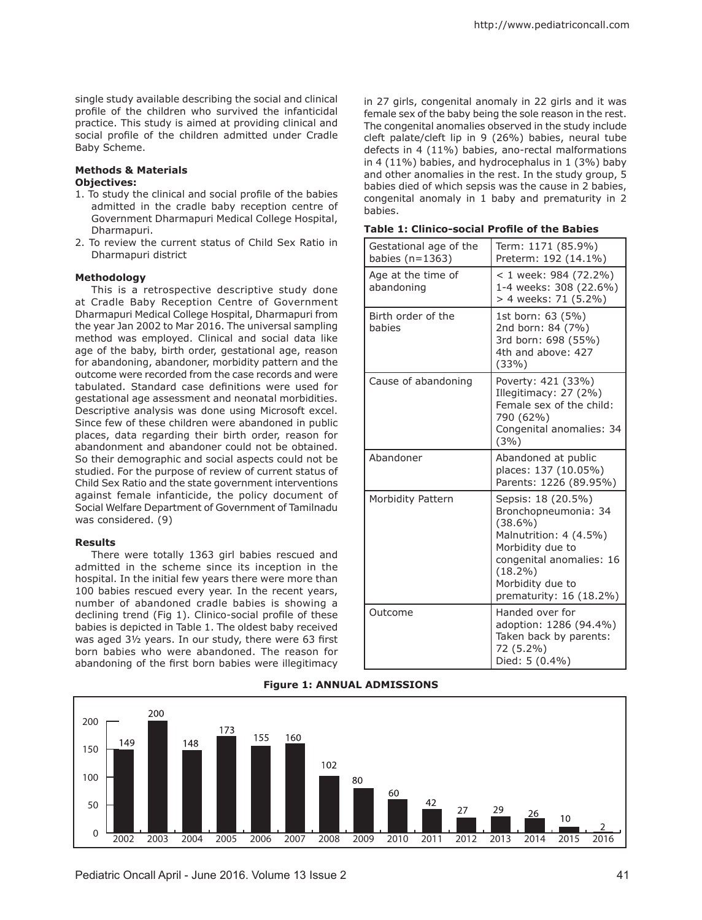single study available describing the social and clinical profile of the children who survived the infanticidal practice. This study is aimed at providing clinical and social profile of the children admitted under Cradle Baby Scheme.

## Methods & Materials

### Objectives:

1. To study the clinical and social profile of the babies admitted in the cradle baby reception centre of Government Dharmapuri Medical College Hospital, Dharmapuri.
2. To review the current status of Child Sex Ratio in Dharmapuri district

### Methodology

This is a retrospective descriptive study done at Cradle Baby Reception Centre of Government Dharmapuri Medical College Hospital, Dharmapuri from the year Jan 2002 to Mar 2016. The universal sampling method was employed. Clinical and social data like age of the baby, birth order, gestational age, reason for abandoning, abandoner, morbidity pattern and the outcome were recorded from the case records and were tabulated. Standard case definitions were used for gestational age assessment and neonatal morbidities. Descriptive analysis was done using Microsoft excel. Since few of these children were abandoned in public places, data regarding their birth order, reason for abandonment and abandoner could not be obtained. So their demographic and social aspects could not be studied. For the purpose of review of current status of Child Sex Ratio and the state government interventions against female infanticide, the policy document of Social Welfare Department of Government of Tamilnadu was considered. (9)

## Results

There were totally 1363 girl babies rescued and admitted in the scheme since its inception in the hospital. In the initial few years there were more than 100 babies rescued every year. In the recent years, number of abandoned cradle babies is showing a declining trend (Fig 1). Clinico-social profile of these babies is depicted in Table 1. The oldest baby received was aged 3½ years. In our study, there were 63 first born babies who were abandoned. The reason for abandoning of the first born babies were illegitimacy in 27 girls, congenital anomaly in 22 girls and it was female sex of the baby being the sole reason in the rest. The congenital anomalies observed in the study include cleft palate/cleft lip in 9 (26%) babies, neural tube defects in 4 (11%) babies, ano-rectal malformations in 4 (11%) babies, and hydrocephalus in 1 (3%) baby and other anomalies in the rest. In the study group, 5 babies died of which sepsis was the cause in 2 babies, congenital anomaly in 1 baby and prematurity in 2 babies.

**Table 1: Clinico-social Profile of the Babies**

| | |
|---|---|
| Gestational age of the babies (n=1363) | Term: 1171 (85.9%)<br>Preterm: 192 (14.1%) |
| Age at the time of abandoning | < 1 week: 984 (72.2%)<br>1-4 weeks: 308 (22.6%)<br>> 4 weeks: 71 (5.2%) |
| Birth order of the babies | 1st born: 63 (5%)<br>2nd born: 84 (7%)<br>3rd born: 698 (55%)<br>4th and above: 427 (33%) |
| Cause of abandoning | Poverty: 421 (33%)<br>Illegitimacy: 27 (2%)<br>Female sex of the child: 790 (62%)<br>Congenital anomalies: 34 (3%) |
| Abandoner | Abandoned at public places: 137 (10.05%)<br>Parents: 1226 (89.95%) |
| Morbidity Pattern | Sepsis: 18 (20.5%)<br>Bronchopneumonia: 34 (38.6%)<br>Malnutrition: 4 (4.5%)<br>Morbidity due to congenital anomalies: 16 (18.2%)<br>Morbidity due to prematurity: 16 (18.2%) |
| Outcome | Handed over for adoption: 1286 (94.4%)<br>Taken back by parents: 72 (5.2%)<br>Died: 5 (0.4%) |

**Figure 1: ANNUAL ADMISSIONS**

| Year | 2002 | 2003 | 2004 | 2005 | 2006 | 2007 | 2008 | 2009 | 2010 | 2011 | 2012 | 2013 | 2014 | 2015 | 2016 |
|---|---|---|---|---|---|---|---|---|---|---|---|---|---|---|---|
| Admissions | 149 | 200 | 148 | 173 | 155 | 160 | 102 | 80 | 60 | 42 | 27 | 29 | 26 | 10 | 2 |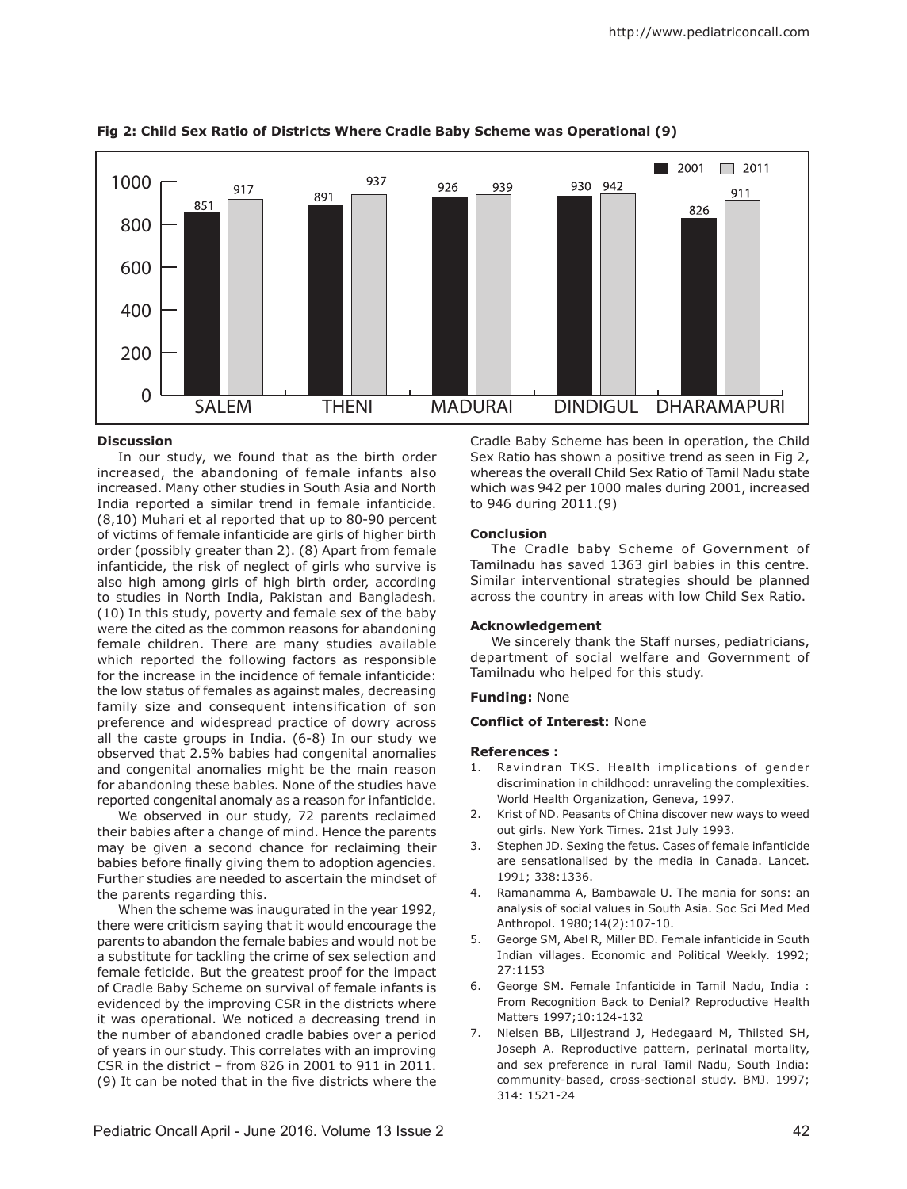**Fig 2: Child Sex Ratio of Districts Where Cradle Baby Scheme was Operational (9)**

| District | 2001 | 2011 |
|---|---|---|
| SALEM | 851 | 917 |
| THENI | 891 | 937 |
| MADURAI | 926 | 939 |
| DINDIGUL | 930 | 942 |
| DHARAMAPURI | 826 | 911 |

### Discussion

In our study, we found that as the birth order increased, the abandoning of female infants also increased. Many other studies in South Asia and North India reported a similar trend in female infanticide. (8,10) Muhari et al reported that up to 80-90 percent of victims of female infanticide are girls of higher birth order (possibly greater than 2). (8) Apart from female infanticide, the risk of neglect of girls who survive is also high among girls of high birth order, according to studies in North India, Pakistan and Bangladesh. (10) In this study, poverty and female sex of the baby were the cited as the common reasons for abandoning female children. There are many studies available which reported the following factors as responsible for the increase in the incidence of female infanticide: the low status of females as against males, decreasing family size and consequent intensification of son preference and widespread practice of dowry across all the caste groups in India. (6-8) In our study we observed that 2.5% babies had congenital anomalies and congenital anomalies might be the main reason for abandoning these babies. None of the studies have reported congenital anomaly as a reason for infanticide.

We observed in our study, 72 parents reclaimed their babies after a change of mind. Hence the parents may be given a second chance for reclaiming their babies before finally giving them to adoption agencies. Further studies are needed to ascertain the mindset of the parents regarding this.

When the scheme was inaugurated in the year 1992, there were criticism saying that it would encourage the parents to abandon the female babies and would not be a substitute for tackling the crime of sex selection and female feticide. But the greatest proof for the impact of Cradle Baby Scheme on survival of female infants is evidenced by the improving CSR in the districts where it was operational. We noticed a decreasing trend in the number of abandoned cradle babies over a period of years in our study. This correlates with an improving CSR in the district – from 826 in 2001 to 911 in 2011. (9) It can be noted that in the five districts where the Cradle Baby Scheme has been in operation, the Child Sex Ratio has shown a positive trend as seen in Fig 2, whereas the overall Child Sex Ratio of Tamil Nadu state which was 942 per 1000 males during 2001, increased to 946 during 2011.(9)

### Conclusion

The Cradle baby Scheme of Government of Tamilnadu has saved 1363 girl babies in this centre. Similar interventional strategies should be planned across the country in areas with low Child Sex Ratio.

### Acknowledgement

We sincerely thank the Staff nurses, pediatricians, department of social welfare and Government of Tamilnadu who helped for this study.

**Funding:** None

**Conflict of Interest:** None

### References :

1. Ravindran TKS. Health implications of gender discrimination in childhood: unraveling the complexities. World Health Organization, Geneva, 1997.
2. Krist of ND. Peasants of China discover new ways to weed out girls. New York Times. 21st July 1993.
3. Stephen JD. Sexing the fetus. Cases of female infanticide are sensationalised by the media in Canada. Lancet. 1991; 338:1336.
4. Ramanamma A, Bambawale U. The mania for sons: an analysis of social values in South Asia. Soc Sci Med Med Anthropol. 1980;14(2):107-10.
5. George SM, Abel R, Miller BD. Female infanticide in South Indian villages. Economic and Political Weekly. 1992; 27:1153
6. George SM. Female Infanticide in Tamil Nadu, India : From Recognition Back to Denial? Reproductive Health Matters 1997;10:124-132
7. Nielsen BB, Liljestrand J, Hedegaard M, Thilsted SH, Joseph A. Reproductive pattern, perinatal mortality, and sex preference in rural Tamil Nadu, South India: community-based, cross-sectional study. BMJ. 1997; 314: 1521-24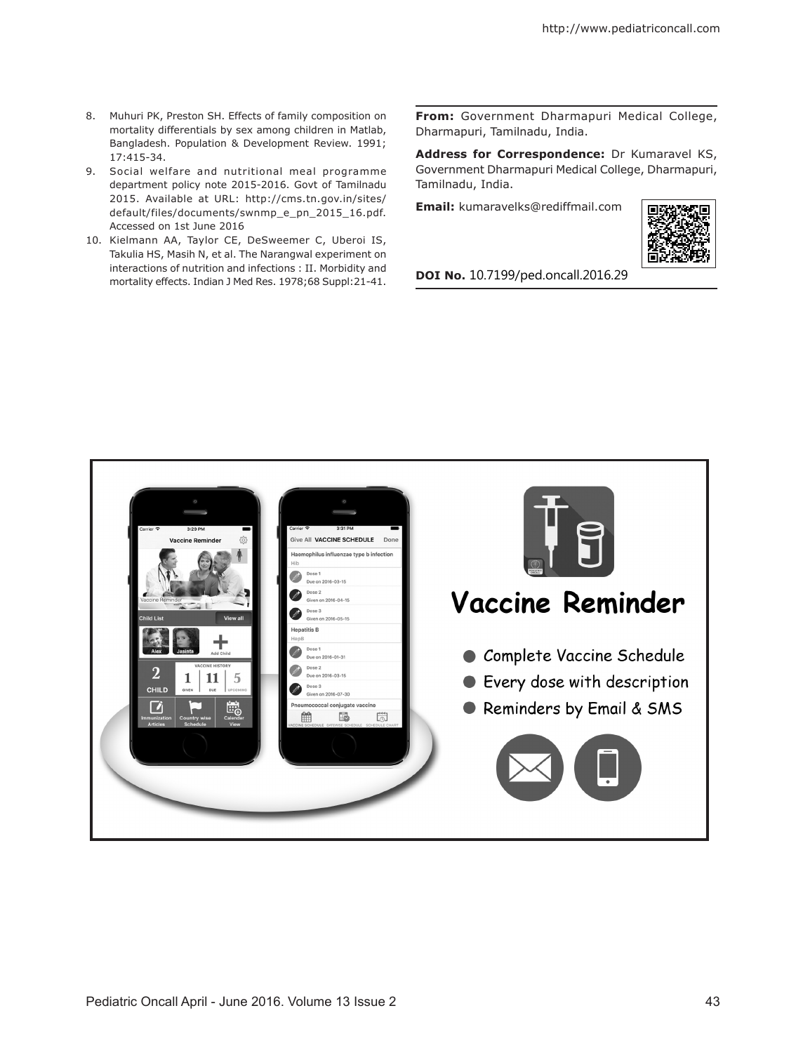8. Muhuri PK, Preston SH. Effects of family composition on mortality differentials by sex among children in Matlab, Bangladesh. Population & Development Review. 1991; 17:415-34.
9. Social welfare and nutritional meal programme department policy note 2015-2016. Govt of Tamilnadu 2015. Available at URL: http://cms.tn.gov.in/sites/default/files/documents/swnmp_e_pn_2015_16.pdf. Accessed on 1st June 2016
10. Kielmann AA, Taylor CE, DeSweemer C, Uberoi IS, Takulia HS, Masih N, et al. The Narangwal experiment on interactions of nutrition and infections : II. Morbidity and mortality effects. Indian J Med Res. 1978;68 Suppl:21-41.

**From:** Government Dharmapuri Medical College, Dharmapuri, Tamilnadu, India.

**Address for Correspondence:** Dr Kumaravel KS, Government Dharmapuri Medical College, Dharmapuri, Tamilnadu, India.

**Email:** kumaravelks@rediffmail.com

**DOI No.** 10.7199/ped.oncall.2016.29

Vaccine Reminder

- Complete Vaccine Schedule
- Every dose with description
- Reminders by Email & SMS